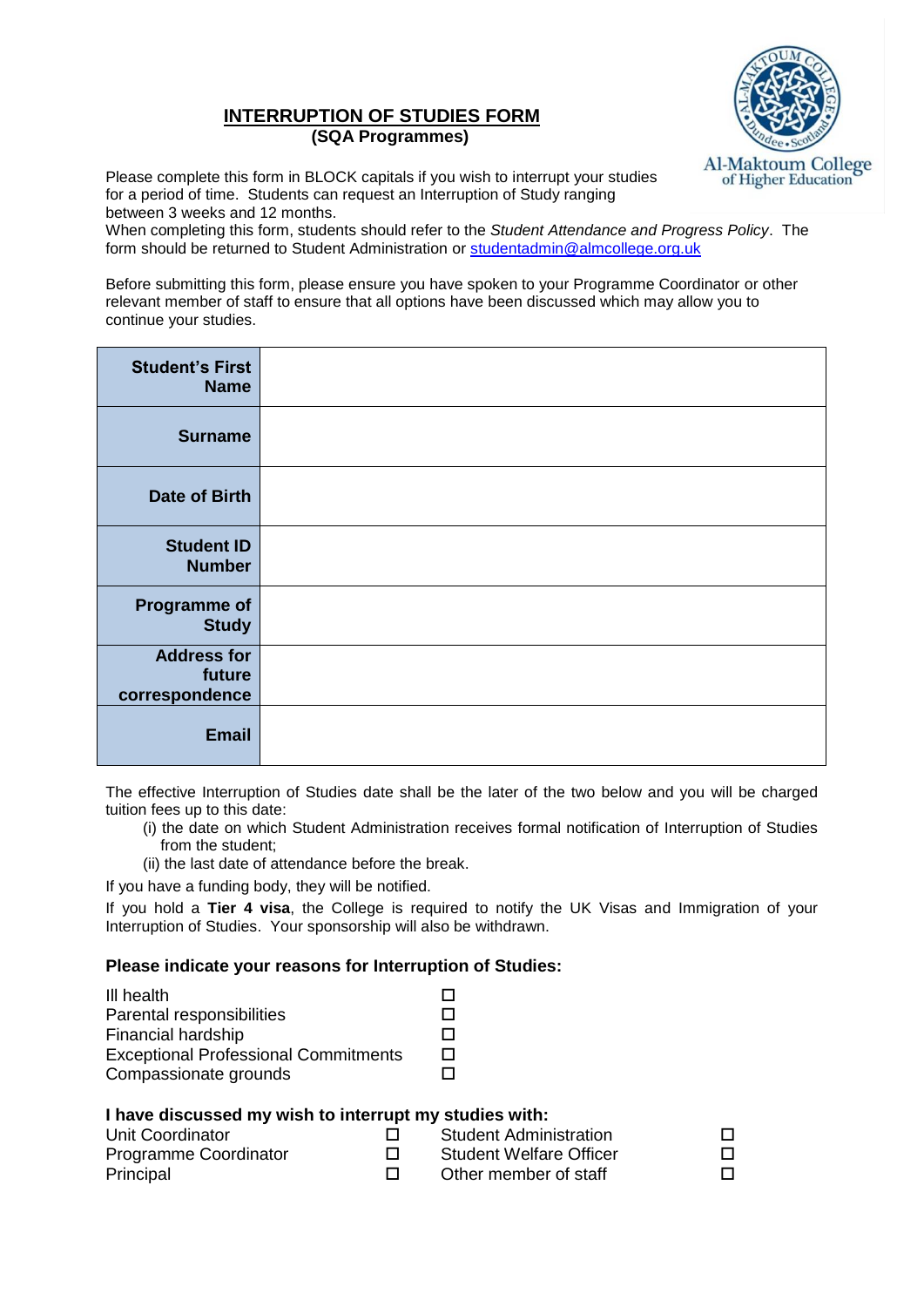# INTERRUPTION OF STUDIES FORM

**(SQA Programmes)**

Al-Maktoum College of Higher Education

Please complete this form in BLOCK capitals if you wish to interrupt your studies for a period of time. Students can request an Interruption of Study ranging between 3 weeks and 12 months.

When completing this form, students should refer to the *Student Attendance and Progress Policy*. The form should be returned to Student Administration or studentadmin@almcollege.org.uk

Before submitting this form, please ensure you have spoken to your Programme Coordinator or other relevant member of staff to ensure that all options have been discussed which may allow you to continue your studies.

| | |
|---|---|
| **Student's First Name** | |
| **Surname** | |
| **Date of Birth** | |
| **Student ID Number** | |
| **Programme of Study** | |
| **Address for future correspondence** | |
| **Email** | |

The effective Interruption of Studies date shall be the later of the two below and you will be charged tuition fees up to this date:

(i) the date on which Student Administration receives formal notification of Interruption of Studies from the student;

(ii) the last date of attendance before the break.

If you have a funding body, they will be notified.

If you hold a **Tier 4 visa**, the College is required to notify the UK Visas and Immigration of your Interruption of Studies. Your sponsorship will also be withdrawn.

**Please indicate your reasons for Interruption of Studies:**

- Ill health ☐
- Parental responsibilities ☐
- Financial hardship ☐
- Exceptional Professional Commitments ☐
- Compassionate grounds ☐

**I have discussed my wish to interrupt my studies with:**

| | | | |
|---|---|---|---|
| Unit Coordinator | ☐ | Student Administration | ☐ |
| Programme Coordinator | ☐ | Student Welfare Officer | ☐ |
| Principal | ☐ | Other member of staff | ☐ |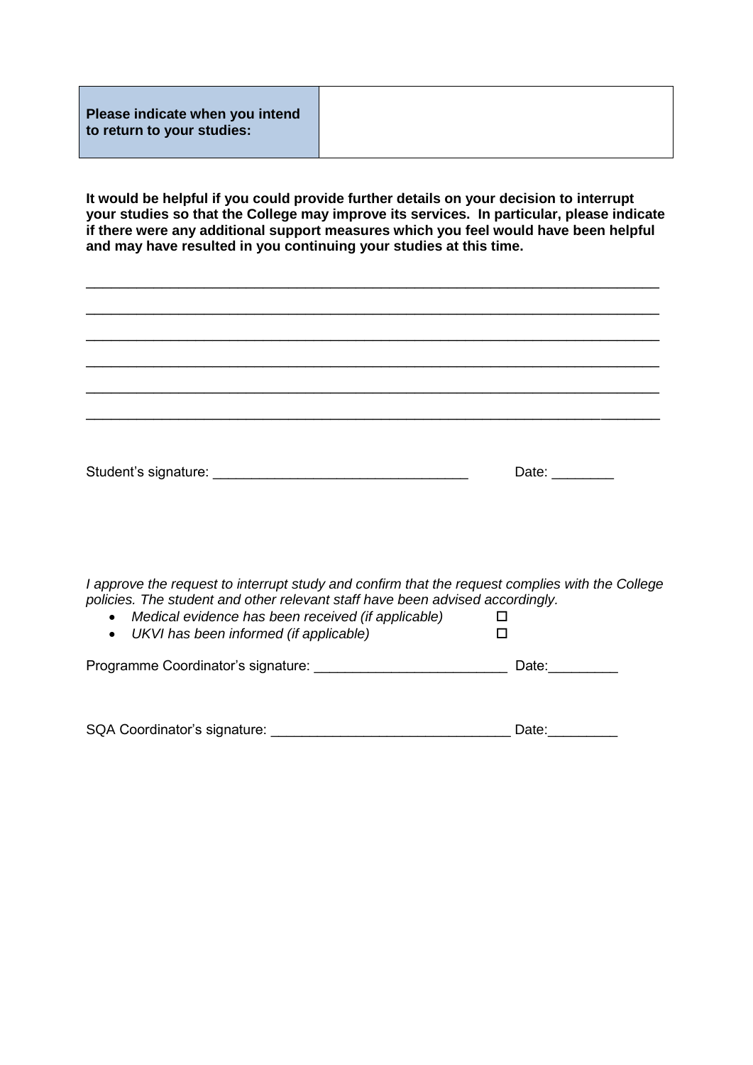| | |
|---|---|
| **Please indicate when you intend to return to your studies:** | |

**It would be helpful if you could provide further details on your decision to interrupt your studies so that the College may improve its services. In particular, please indicate if there were any additional support measures which you feel would have been helpful and may have resulted in you continuing your studies at this time.**

\_\_\_\_\_\_\_\_\_\_\_\_\_\_\_\_\_\_\_\_\_\_\_\_\_\_\_\_\_\_\_\_\_\_\_\_\_\_\_\_\_\_\_\_\_\_\_\_\_\_\_\_\_\_\_\_\_\_\_\_\_\_\_\_\_\_\_\_\_\_\_\_\_\_\_\_

\_\_\_\_\_\_\_\_\_\_\_\_\_\_\_\_\_\_\_\_\_\_\_\_\_\_\_\_\_\_\_\_\_\_\_\_\_\_\_\_\_\_\_\_\_\_\_\_\_\_\_\_\_\_\_\_\_\_\_\_\_\_\_\_\_\_\_\_\_\_\_\_\_\_\_\_

\_\_\_\_\_\_\_\_\_\_\_\_\_\_\_\_\_\_\_\_\_\_\_\_\_\_\_\_\_\_\_\_\_\_\_\_\_\_\_\_\_\_\_\_\_\_\_\_\_\_\_\_\_\_\_\_\_\_\_\_\_\_\_\_\_\_\_\_\_\_\_\_\_\_\_\_

\_\_\_\_\_\_\_\_\_\_\_\_\_\_\_\_\_\_\_\_\_\_\_\_\_\_\_\_\_\_\_\_\_\_\_\_\_\_\_\_\_\_\_\_\_\_\_\_\_\_\_\_\_\_\_\_\_\_\_\_\_\_\_\_\_\_\_\_\_\_\_\_\_\_\_\_

\_\_\_\_\_\_\_\_\_\_\_\_\_\_\_\_\_\_\_\_\_\_\_\_\_\_\_\_\_\_\_\_\_\_\_\_\_\_\_\_\_\_\_\_\_\_\_\_\_\_\_\_\_\_\_\_\_\_\_\_\_\_\_\_\_\_\_\_\_\_\_\_\_\_\_\_

\_\_\_\_\_\_\_\_\_\_\_\_\_\_\_\_\_\_\_\_\_\_\_\_\_\_\_\_\_\_\_\_\_\_\_\_\_\_\_\_\_\_\_\_\_\_\_\_\_\_\_\_\_\_\_\_\_\_\_\_\_\_\_\_\_\_\_\_\_\_\_\_\_\_\_\_

Student's signature: \_\_\_\_\_\_\_\_\_\_\_\_\_\_\_\_\_\_\_\_\_\_\_\_\_\_\_\_\_\_\_\_\_ Date: \_\_\_\_\_\_\_\_

*I approve the request to interrupt study and confirm that the request complies with the College policies. The student and other relevant staff have been advised accordingly.*

- *Medical evidence has been received (if applicable)* ☐
- *UKVI has been informed (if applicable)* ☐

Programme Coordinator's signature: \_\_\_\_\_\_\_\_\_\_\_\_\_\_\_\_\_\_\_\_\_\_\_\_\_ Date:\_\_\_\_\_\_\_\_\_

SQA Coordinator's signature: \_\_\_\_\_\_\_\_\_\_\_\_\_\_\_\_\_\_\_\_\_\_\_\_\_\_\_\_\_\_\_ Date:\_\_\_\_\_\_\_\_\_